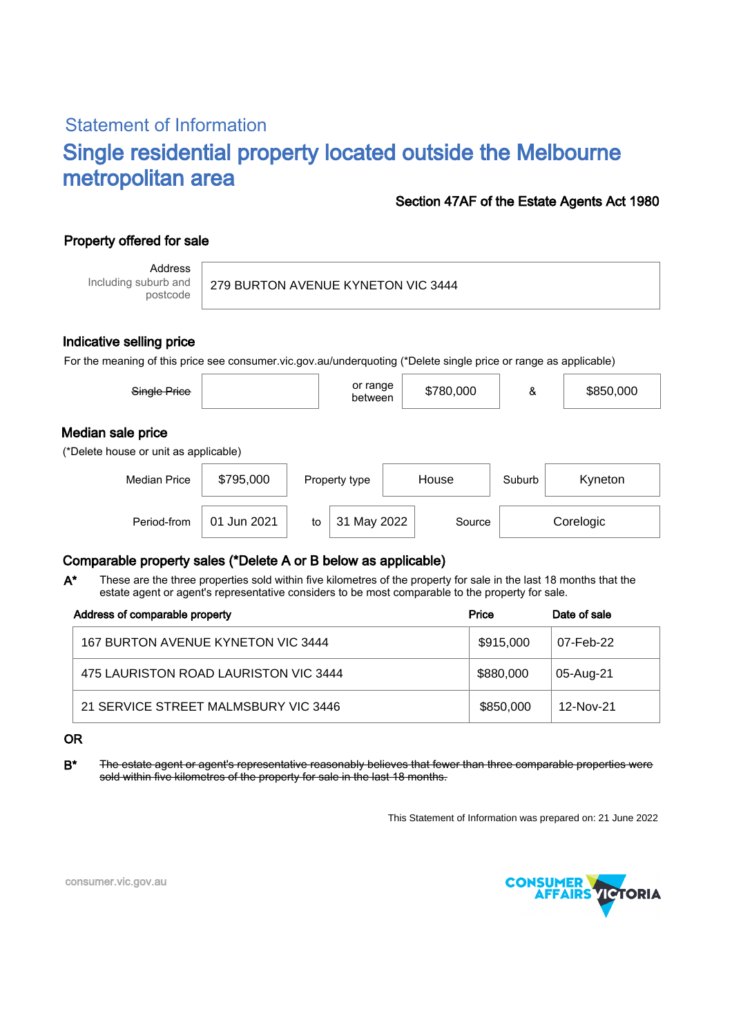## Statement of Information

# Single residential property located outside the Melbourne metropolitan area

**Section 47AF of the Estate Agents Act 1980**

### Property offered for sale

| Address Including suburb and postcode | 279 BURTON AVENUE KYNETON VIC 3444 |
|---|---|

### Indicative selling price

For the meaning of this price see consumer.vic.gov.au/underquoting (*Delete single price or range as applicable)

| ~~Single Price~~ | | or range between | $780,000 | & | $850,000 |
|---|---|---|---|---|---|

### Median sale price

(*Delete house or unit as applicable)

| Median Price | $795,000 | Property type | House | Suburb | Kyneton |
|---|---|---|---|---|---|
| Period-from | 01 Jun 2021 | to | 31 May 2022 | Source | Corelogic |

### Comparable property sales (*Delete A or B below as applicable)

**A*** These are the three properties sold within five kilometres of the property for sale in the last 18 months that the estate agent or agent's representative considers to be most comparable to the property for sale.

| Address of comparable property | Price | Date of sale |
|---|---|---|
| 167 BURTON AVENUE KYNETON VIC 3444 | $915,000 | 07-Feb-22 |
| 475 LAURISTON ROAD LAURISTON VIC 3444 | $880,000 | 05-Aug-21 |
| 21 SERVICE STREET MALMSBURY VIC 3446 | $850,000 | 12-Nov-21 |

**OR**

**B*** ~~The estate agent or agent's representative reasonably believes that fewer than three comparable properties were sold within five kilometres of the property for sale in the last 18 months.~~

This Statement of Information was prepared on: 21 June 2022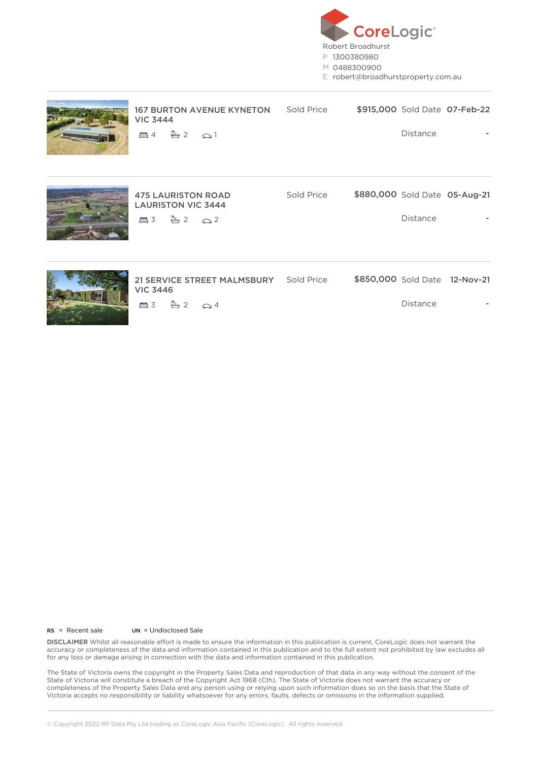CoreLogic

Robert Broadhurst
P 1300380980
M 0488300900
E robert@broadhurstproperty.com.au

| | | | | |
|---|---|---|---|---|
| **167 BURTON AVENUE KYNETON VIC 3444** | Sold Price | **$915,000** | Sold Date | **07-Feb-22** |
| 4 · 2 · 1 | | | Distance | - |
| **475 LAURISTON ROAD LAURISTON VIC 3444** | Sold Price | **$880,000** | Sold Date | **05-Aug-21** |
| 3 · 2 · 2 | | | Distance | - |
| **21 SERVICE STREET MALMSBURY VIC 3446** | Sold Price | **$850,000** | Sold Date | **12-Nov-21** |
| 3 · 2 · 4 | | | Distance | - |

**RS** = Recent sale  **UN** = Undisclosed Sale

**DISCLAIMER** Whilst all reasonable effort is made to ensure the information in this publication is current, CoreLogic does not warrant the accuracy or completeness of the data and information contained in this publication and to the full extent not prohibited by law excludes all for any loss or damage arising in connection with the data and information contained in this publication.

The State of Victoria owns the copyright in the Property Sales Data and reproduction of that data in any way without the consent of the State of Victoria will constitute a breach of the Copyright Act 1968 (Cth). The State of Victoria does not warrant the accuracy or completeness of the Property Sales Data and any person using or relying upon such information does so on the basis that the State of Victoria accepts no responsibility or liability whatsoever for any errors, faults, defects or omissions in the information supplied.

© Copyright 2022 RP Data Pty Ltd trading as CoreLogic Asia Pacific (CoreLogic). All rights reserved.